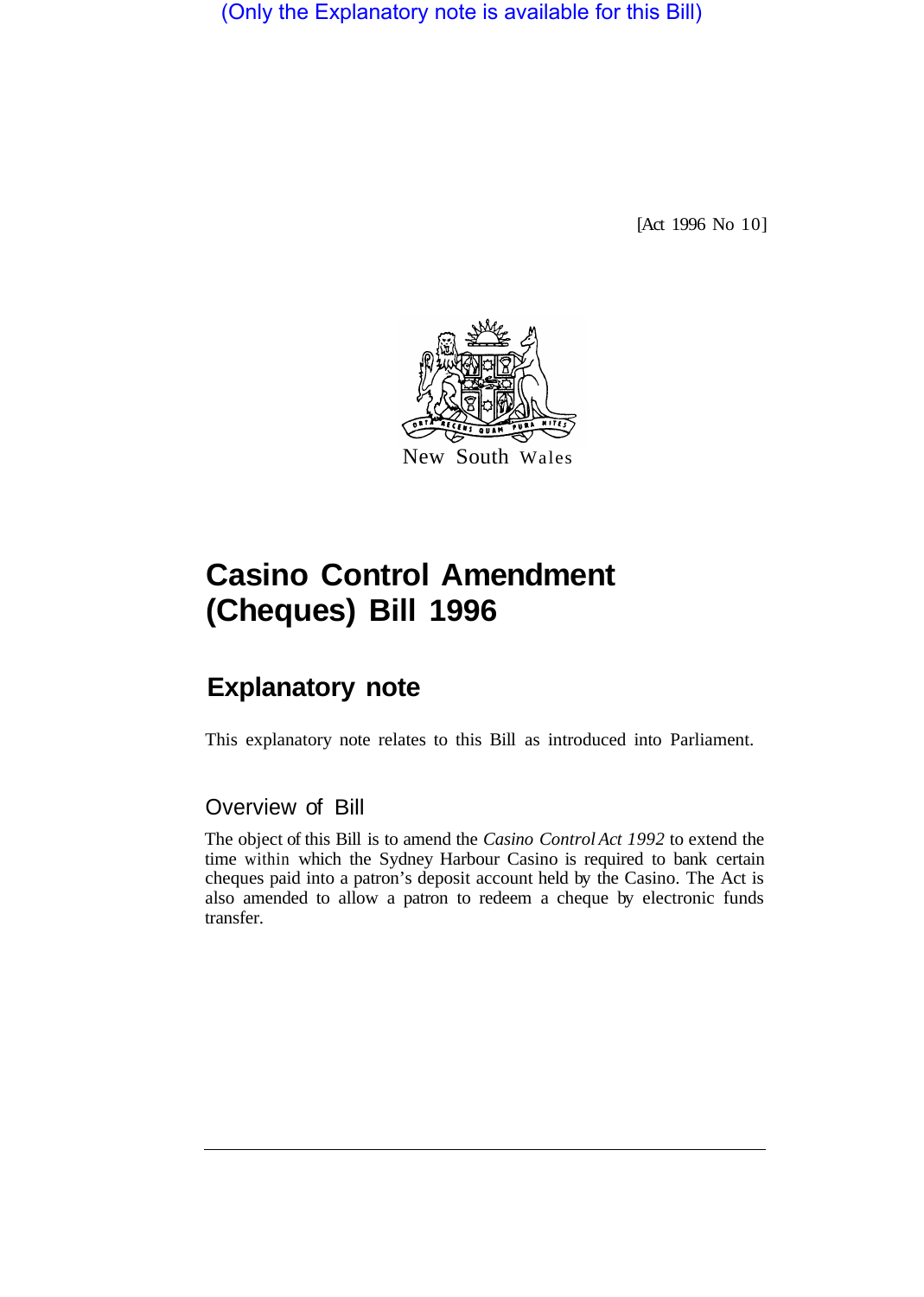(Only the Explanatory note is available for this Bill)

[Act 1996 No 10]

New South Wales

# Casino Control Amendment (Cheques) Bill 1996

## Explanatory note

This explanatory note relates to this Bill as introduced into Parliament.

### Overview of Bill

The object of this Bill is to amend the *Casino Control Act 1992* to extend the time within which the Sydney Harbour Casino is required to bank certain cheques paid into a patron's deposit account held by the Casino. The Act is also amended to allow a patron to redeem a cheque by electronic funds transfer.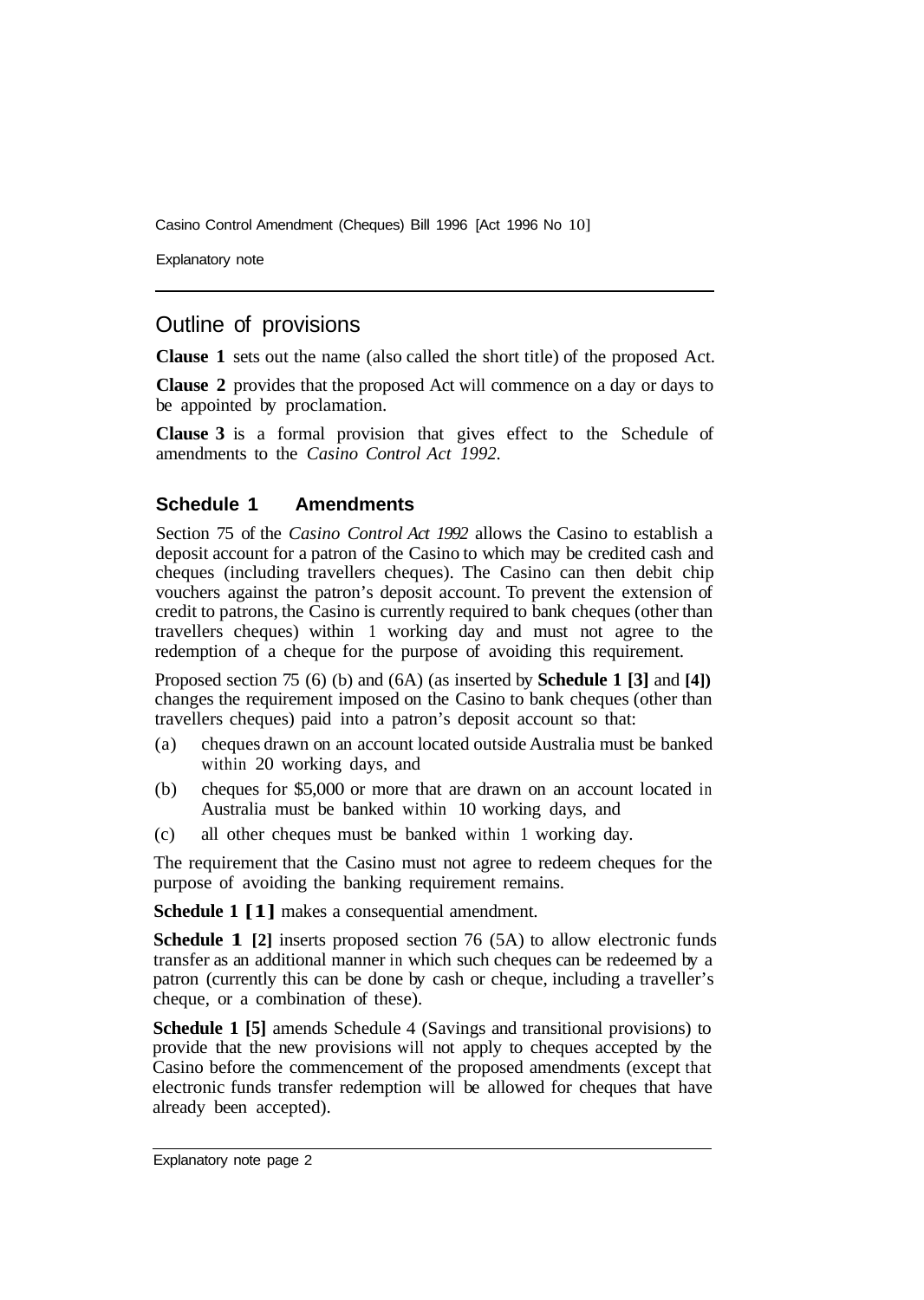## Outline of provisions

**Clause 1** sets out the name (also called the short title) of the proposed Act.

**Clause 2** provides that the proposed Act will commence on a day or days to be appointed by proclamation.

**Clause 3** is a formal provision that gives effect to the Schedule of amendments to the *Casino Control Act 1992*.

### Schedule 1 Amendments

Section 75 of the *Casino Control Act 1992* allows the Casino to establish a deposit account for a patron of the Casino to which may be credited cash and cheques (including travellers cheques). The Casino can then debit chip vouchers against the patron's deposit account. To prevent the extension of credit to patrons, the Casino is currently required to bank cheques (other than travellers cheques) within 1 working day and must not agree to the redemption of a cheque for the purpose of avoiding this requirement.

Proposed section 75 (6) (b) and (6A) (as inserted by **Schedule 1 [3]** and **[4]**) changes the requirement imposed on the Casino to bank cheques (other than travellers cheques) paid into a patron's deposit account so that:

(a) cheques drawn on an account located outside Australia must be banked within 20 working days, and

(b) cheques for $5,000 or more that are drawn on an account located in Australia must be banked within 10 working days, and

(c) all other cheques must be banked within 1 working day.

The requirement that the Casino must not agree to redeem cheques for the purpose of avoiding the banking requirement remains.

**Schedule 1 [1]** makes a consequential amendment.

**Schedule 1 [2]** inserts proposed section 76 (5A) to allow electronic funds transfer as an additional manner in which such cheques can be redeemed by a patron (currently this can be done by cash or cheque, including a traveller's cheque, or a combination of these).

**Schedule 1 [5]** amends Schedule 4 (Savings and transitional provisions) to provide that the new provisions will not apply to cheques accepted by the Casino before the commencement of the proposed amendments (except that electronic funds transfer redemption will be allowed for cheques that have already been accepted).